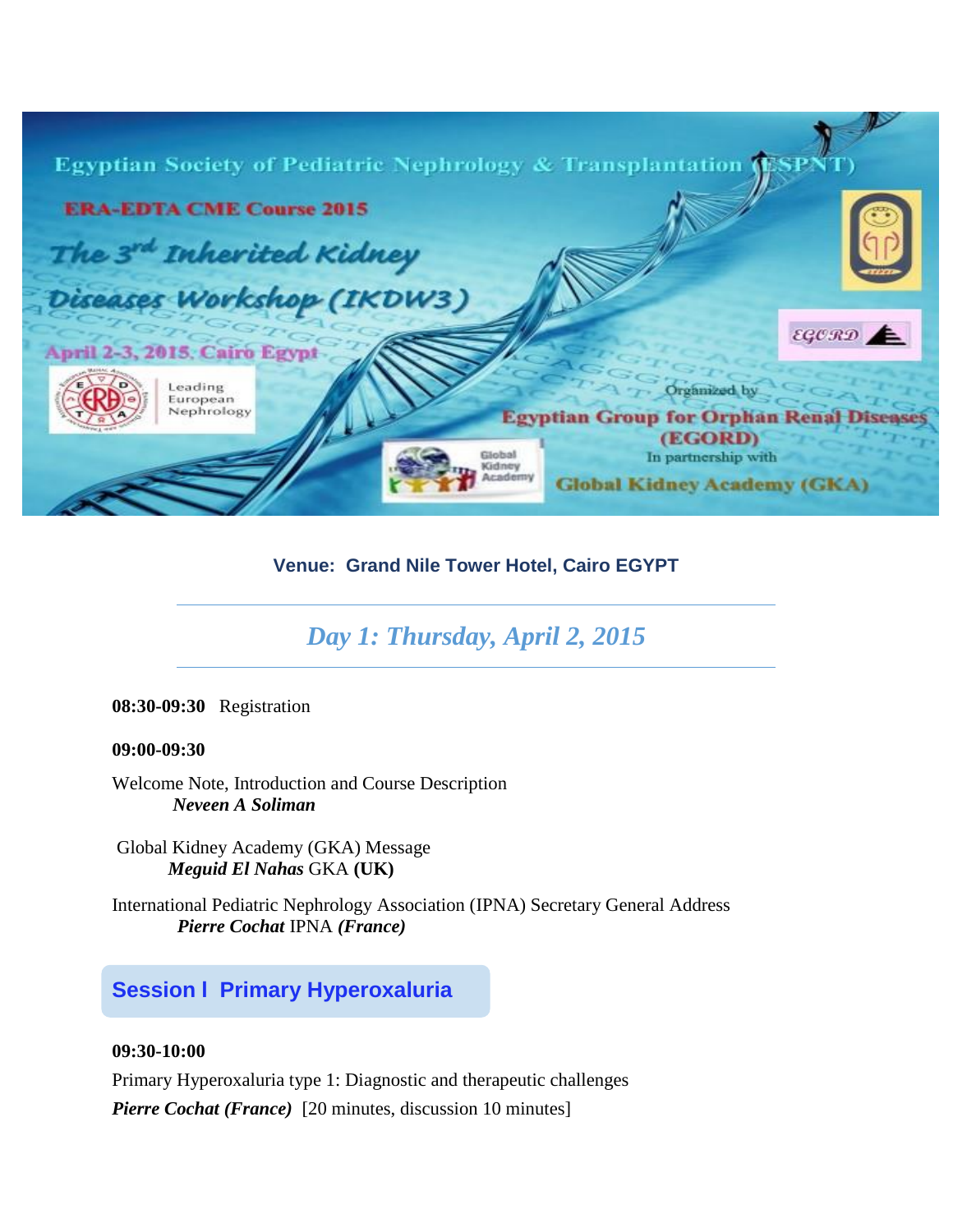Egyptian Society of Pediatric Nephrology & Transplantation (ESPNT)

ERA-EDTA CME Course 2015

# The 3[rd] Inherited Kidney Diseases Workshop (IKDW3)

April 2-3, 2015, Cairo Egypt

Leading European Nephrology

Organized by

Egyptian Group for Orphan Renal Diseases (EGORD)

In partnership with

Global Kidney Academy (GKA)

**Venue: Grand Nile Tower Hotel, Cairo EGYPT**

---

## *Day 1: Thursday, April 2, 2015*

---

**08:30-09:30** Registration

**09:00-09:30**

Welcome Note, Introduction and Course Description
***Neveen A Soliman***

Global Kidney Academy (GKA) Message
***Meguid El Nahas*** GKA **(UK)**

International Pediatric Nephrology Association (IPNA) Secretary General Address
***Pierre Cochat*** IPNA ***(France)***

### Session I Primary Hyperoxaluria

**09:30-10:00**

Primary Hyperoxaluria type 1: Diagnostic and therapeutic challenges
***Pierre Cochat (France)*** [20 minutes, discussion 10 minutes]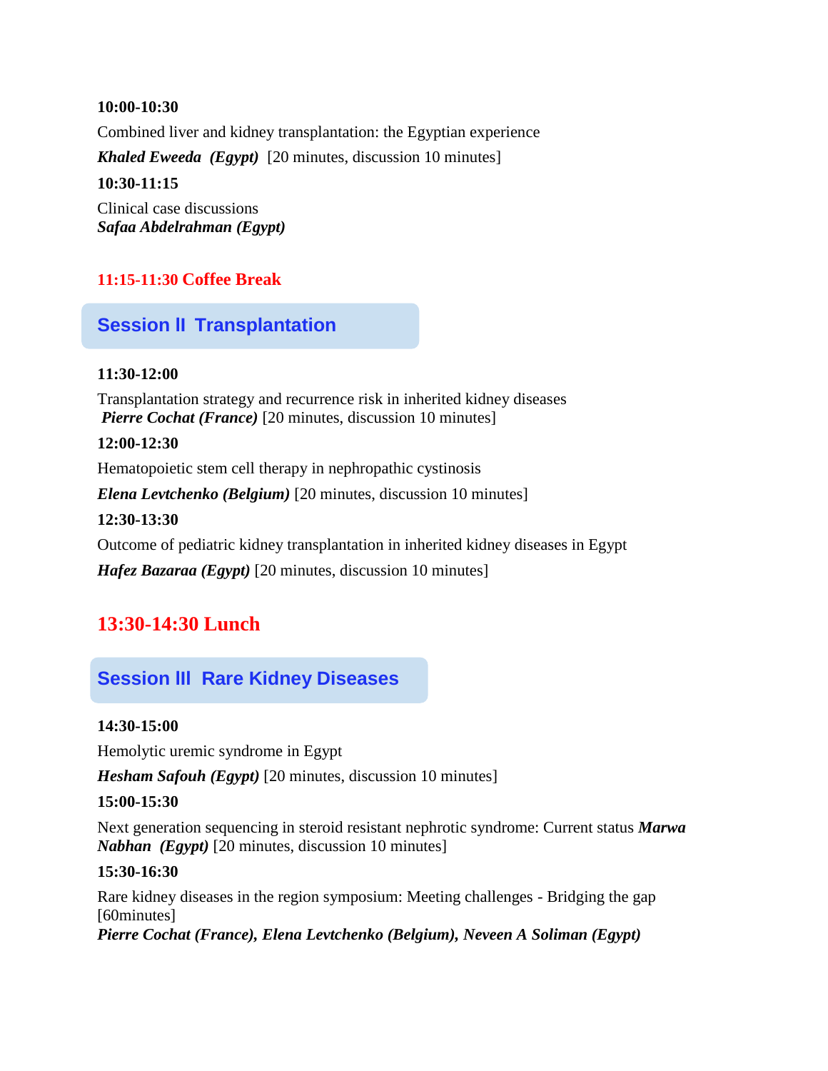**10:00-10:30**

Combined liver and kidney transplantation: the Egyptian experience

***Khaled Eweeda (Egypt)*** [20 minutes, discussion 10 minutes]

**10:30-11:15**

Clinical case discussions
***Safaa Abdelrahman (Egypt)***

**11:15-11:30 Coffee Break**

## Session II Transplantation

**11:30-12:00**

Transplantation strategy and recurrence risk in inherited kidney diseases
***Pierre Cochat (France)*** [20 minutes, discussion 10 minutes]

**12:00-12:30**

Hematopoietic stem cell therapy in nephropathic cystinosis

***Elena Levtchenko (Belgium)*** [20 minutes, discussion 10 minutes]

**12:30-13:30**

Outcome of pediatric kidney transplantation in inherited kidney diseases in Egypt

***Hafez Bazaraa (Egypt)*** [20 minutes, discussion 10 minutes]

**13:30-14:30 Lunch**

## Session III Rare Kidney Diseases

**14:30-15:00**

Hemolytic uremic syndrome in Egypt

***Hesham Safouh (Egypt)*** [20 minutes, discussion 10 minutes]

**15:00-15:30**

Next generation sequencing in steroid resistant nephrotic syndrome: Current status ***Marwa Nabhan (Egypt)*** [20 minutes, discussion 10 minutes]

**15:30-16:30**

Rare kidney diseases in the region symposium: Meeting challenges - Bridging the gap [60minutes]
***Pierre Cochat (France), Elena Levtchenko (Belgium), Neveen A Soliman (Egypt)***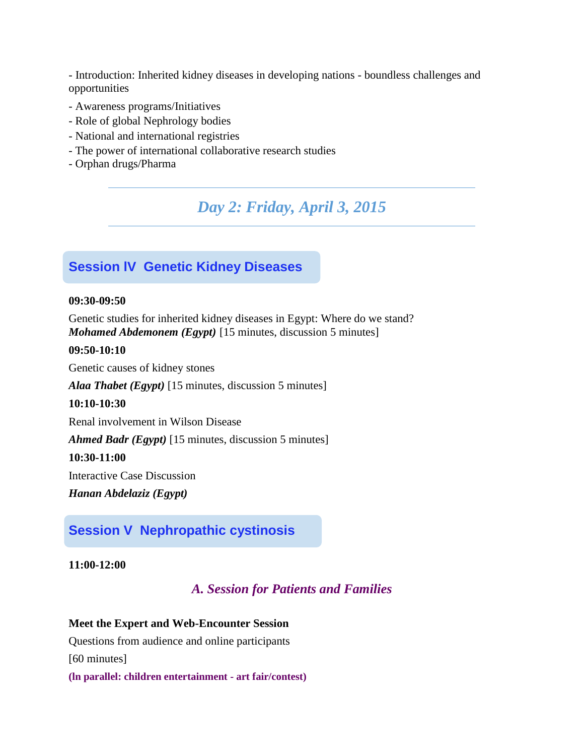- Introduction: Inherited kidney diseases in developing nations - boundless challenges and opportunities

- Awareness programs/Initiatives
- Role of global Nephrology bodies
- National and international registries
- The power of international collaborative research studies
- Orphan drugs/Pharma

---

## *Day 2: Friday, April 3, 2015*

---

### Session IV  Genetic Kidney Diseases

**09:30-09:50**

Genetic studies for inherited kidney diseases in Egypt: Where do we stand?
***Mohamed Abdemonem (Egypt)*** [15 minutes, discussion 5 minutes]

**09:50-10:10**

Genetic causes of kidney stones

***Alaa Thabet (Egypt)*** [15 minutes, discussion 5 minutes]

**10:10-10:30**

Renal involvement in Wilson Disease

***Ahmed Badr (Egypt)*** [15 minutes, discussion 5 minutes]

**10:30-11:00**

Interactive Case Discussion

***Hanan Abdelaziz (Egypt)***

### Session V  Nephropathic cystinosis

**11:00-12:00**

#### *A. Session for Patients and Families*

**Meet the Expert and Web-Encounter Session**

Questions from audience and online participants

[60 minutes]

**(In parallel: children entertainment - art fair/contest)**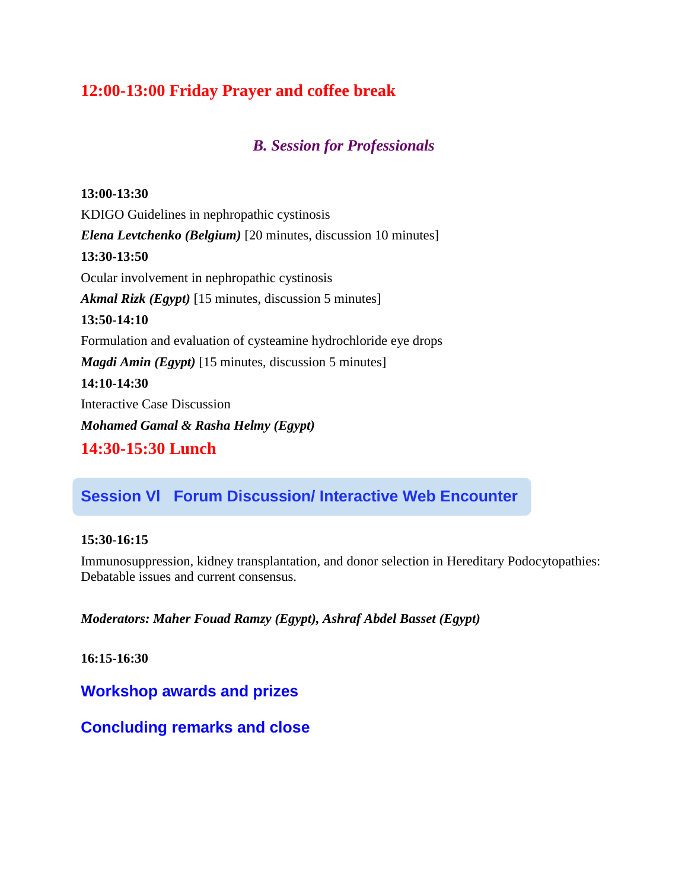## 12:00-13:00 Friday Prayer and coffee break

### *B. Session for Professionals*

**13:00-13:30**
KDIGO Guidelines in nephropathic cystinosis
***Elena Levtchenko (Belgium)*** [20 minutes, discussion 10 minutes]

**13:30-13:50**
Ocular involvement in nephropathic cystinosis
***Akmal Rizk (Egypt)*** [15 minutes, discussion 5 minutes]

**13:50-14:10**
Formulation and evaluation of cysteamine hydrochloride eye drops
***Magdi Amin (Egypt)*** [15 minutes, discussion 5 minutes]

**14:10-14:30**
Interactive Case Discussion
***Mohamed Gamal & Rasha Helmy (Egypt)***

## 14:30-15:30 Lunch

## Session VI Forum Discussion/ Interactive Web Encounter

**15:30-16:15**

Immunosuppression, kidney transplantation, and donor selection in Hereditary Podocytopathies: Debatable issues and current consensus.

***Moderators: Maher Fouad Ramzy (Egypt), Ashraf Abdel Basset (Egypt)***

**16:15-16:30**

### Workshop awards and prizes

### Concluding remarks and close